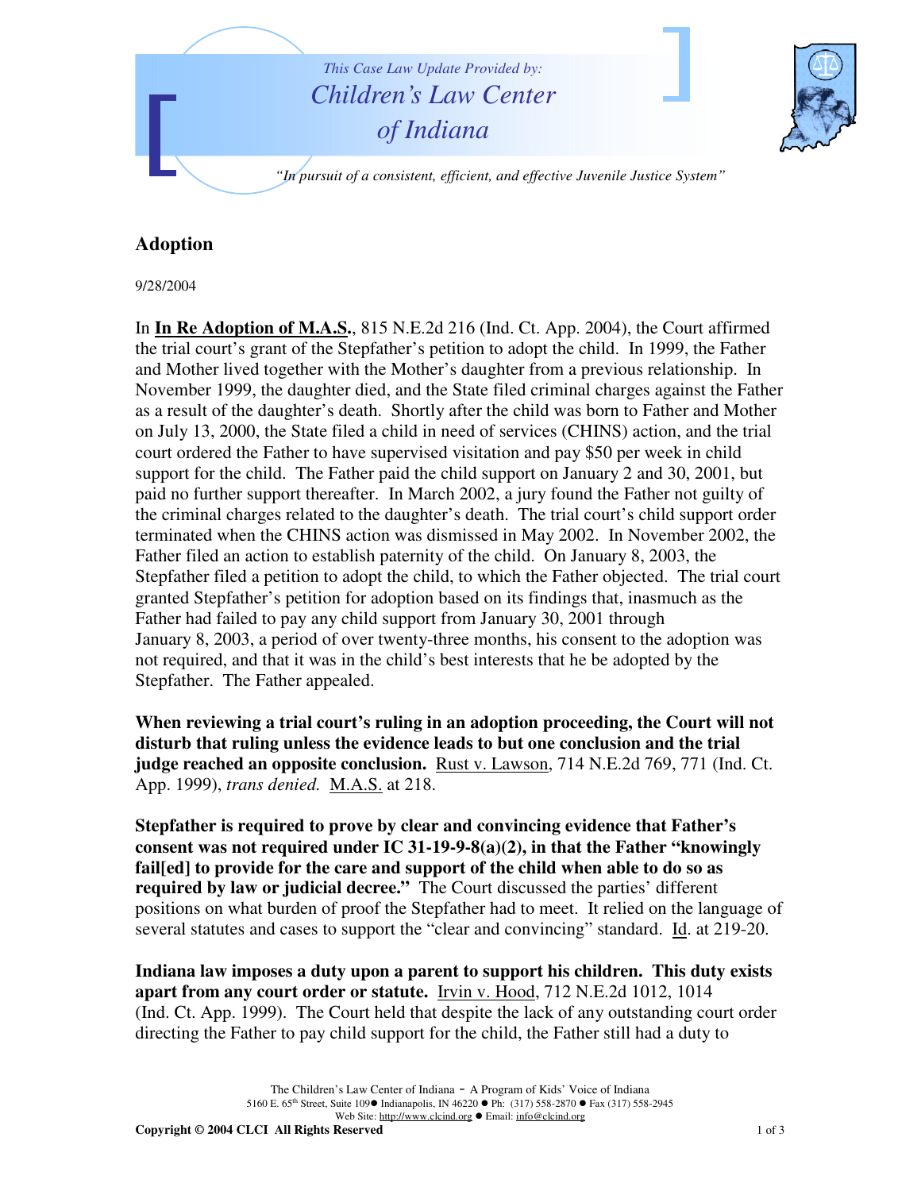This Case Law Update Provided by:

Children's Law Center of Indiana

"In pursuit of a consistent, efficient, and effective Juvenile Justice System"

## Adoption

9/28/2004

In **In Re Adoption of M.A.S.**, 815 N.E.2d 216 (Ind. Ct. App. 2004), the Court affirmed the trial court's grant of the Stepfather's petition to adopt the child. In 1999, the Father and Mother lived together with the Mother's daughter from a previous relationship. In November 1999, the daughter died, and the State filed criminal charges against the Father as a result of the daughter's death. Shortly after the child was born to Father and Mother on July 13, 2000, the State filed a child in need of services (CHINS) action, and the trial court ordered the Father to have supervised visitation and pay $50 per week in child support for the child. The Father paid the child support on January 2 and 30, 2001, but paid no further support thereafter. In March 2002, a jury found the Father not guilty of the criminal charges related to the daughter's death. The trial court's child support order terminated when the CHINS action was dismissed in May 2002. In November 2002, the Father filed an action to establish paternity of the child. On January 8, 2003, the Stepfather filed a petition to adopt the child, to which the Father objected. The trial court granted Stepfather's petition for adoption based on its findings that, inasmuch as the Father had failed to pay any child support from January 30, 2001 through January 8, 2003, a period of over twenty-three months, his consent to the adoption was not required, and that it was in the child's best interests that he be adopted by the Stepfather. The Father appealed.

**When reviewing a trial court's ruling in an adoption proceeding, the Court will not disturb that ruling unless the evidence leads to but one conclusion and the trial judge reached an opposite conclusion.** Rust v. Lawson, 714 N.E.2d 769, 771 (Ind. Ct. App. 1999), *trans denied.* M.A.S. at 218.

**Stepfather is required to prove by clear and convincing evidence that Father's consent was not required under IC 31-19-9-8(a)(2), in that the Father "knowingly fail[ed] to provide for the care and support of the child when able to do so as required by law or judicial decree."** The Court discussed the parties' different positions on what burden of proof the Stepfather had to meet. It relied on the language of several statutes and cases to support the "clear and convincing" standard. Id. at 219-20.

**Indiana law imposes a duty upon a parent to support his children. This duty exists apart from any court order or statute.** Irvin v. Hood, 712 N.E.2d 1012, 1014 (Ind. Ct. App. 1999). The Court held that despite the lack of any outstanding court order directing the Father to pay child support for the child, the Father still had a duty to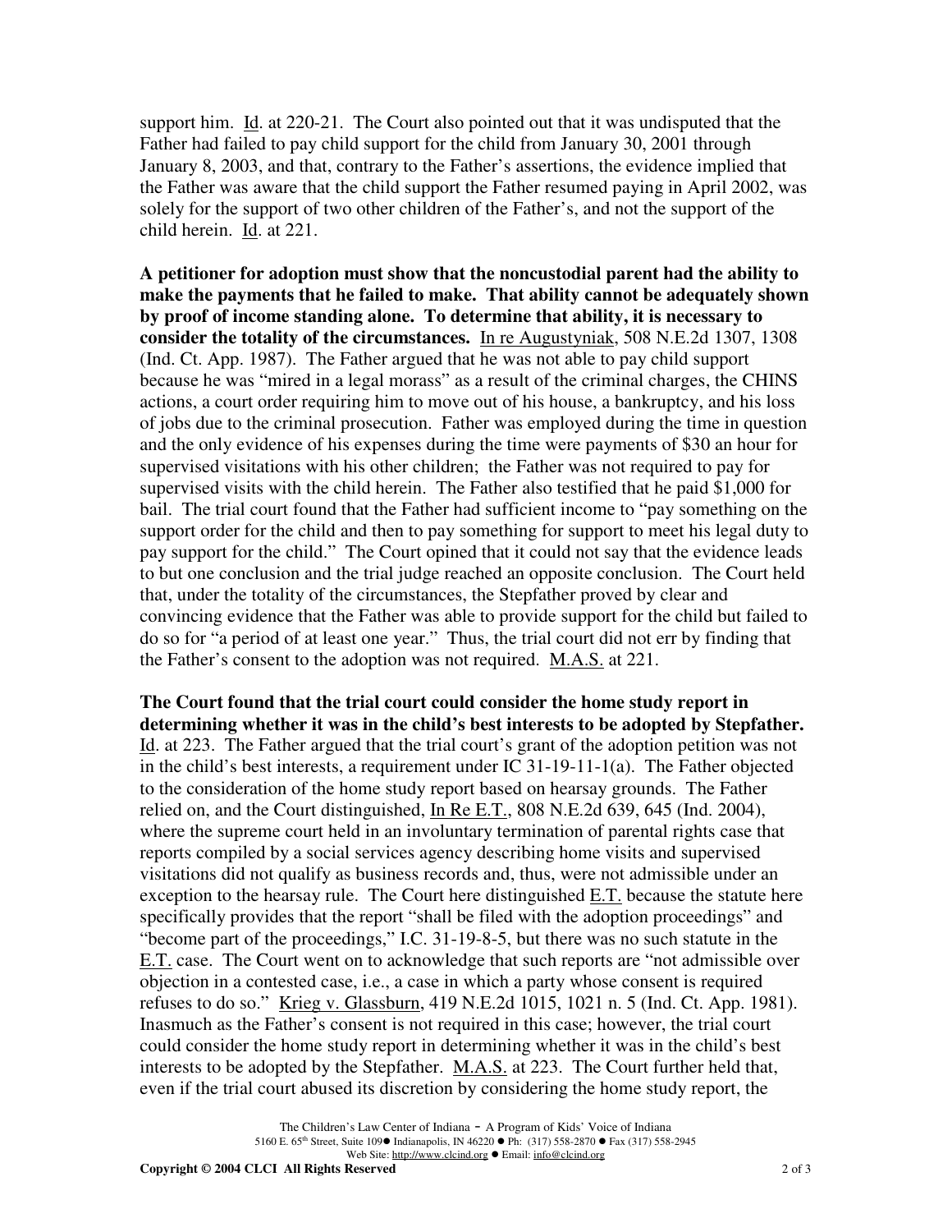support him. Id. at 220-21. The Court also pointed out that it was undisputed that the Father had failed to pay child support for the child from January 30, 2001 through January 8, 2003, and that, contrary to the Father's assertions, the evidence implied that the Father was aware that the child support the Father resumed paying in April 2002, was solely for the support of two other children of the Father's, and not the support of the child herein. Id. at 221.

**A petitioner for adoption must show that the noncustodial parent had the ability to make the payments that he failed to make. That ability cannot be adequately shown by proof of income standing alone. To determine that ability, it is necessary to consider the totality of the circumstances.** In re Augustyniak, 508 N.E.2d 1307, 1308 (Ind. Ct. App. 1987). The Father argued that he was not able to pay child support because he was "mired in a legal morass" as a result of the criminal charges, the CHINS actions, a court order requiring him to move out of his house, a bankruptcy, and his loss of jobs due to the criminal prosecution. Father was employed during the time in question and the only evidence of his expenses during the time were payments of $30 an hour for supervised visitations with his other children; the Father was not required to pay for supervised visits with the child herein. The Father also testified that he paid $1,000 for bail. The trial court found that the Father had sufficient income to "pay something on the support order for the child and then to pay something for support to meet his legal duty to pay support for the child." The Court opined that it could not say that the evidence leads to but one conclusion and the trial judge reached an opposite conclusion. The Court held that, under the totality of the circumstances, the Stepfather proved by clear and convincing evidence that the Father was able to provide support for the child but failed to do so for "a period of at least one year." Thus, the trial court did not err by finding that the Father's consent to the adoption was not required. M.A.S. at 221.

**The Court found that the trial court could consider the home study report in determining whether it was in the child's best interests to be adopted by Stepfather.** Id. at 223. The Father argued that the trial court's grant of the adoption petition was not in the child's best interests, a requirement under IC 31-19-11-1(a). The Father objected to the consideration of the home study report based on hearsay grounds. The Father relied on, and the Court distinguished, In Re E.T., 808 N.E.2d 639, 645 (Ind. 2004), where the supreme court held in an involuntary termination of parental rights case that reports compiled by a social services agency describing home visits and supervised visitations did not qualify as business records and, thus, were not admissible under an exception to the hearsay rule. The Court here distinguished E.T. because the statute here specifically provides that the report "shall be filed with the adoption proceedings" and "become part of the proceedings," I.C. 31-19-8-5, but there was no such statute in the E.T. case. The Court went on to acknowledge that such reports are "not admissible over objection in a contested case, i.e., a case in which a party whose consent is required refuses to do so." Krieg v. Glassburn, 419 N.E.2d 1015, 1021 n. 5 (Ind. Ct. App. 1981). Inasmuch as the Father's consent is not required in this case; however, the trial court could consider the home study report in determining whether it was in the child's best interests to be adopted by the Stepfather. M.A.S. at 223. The Court further held that, even if the trial court abused its discretion by considering the home study report, the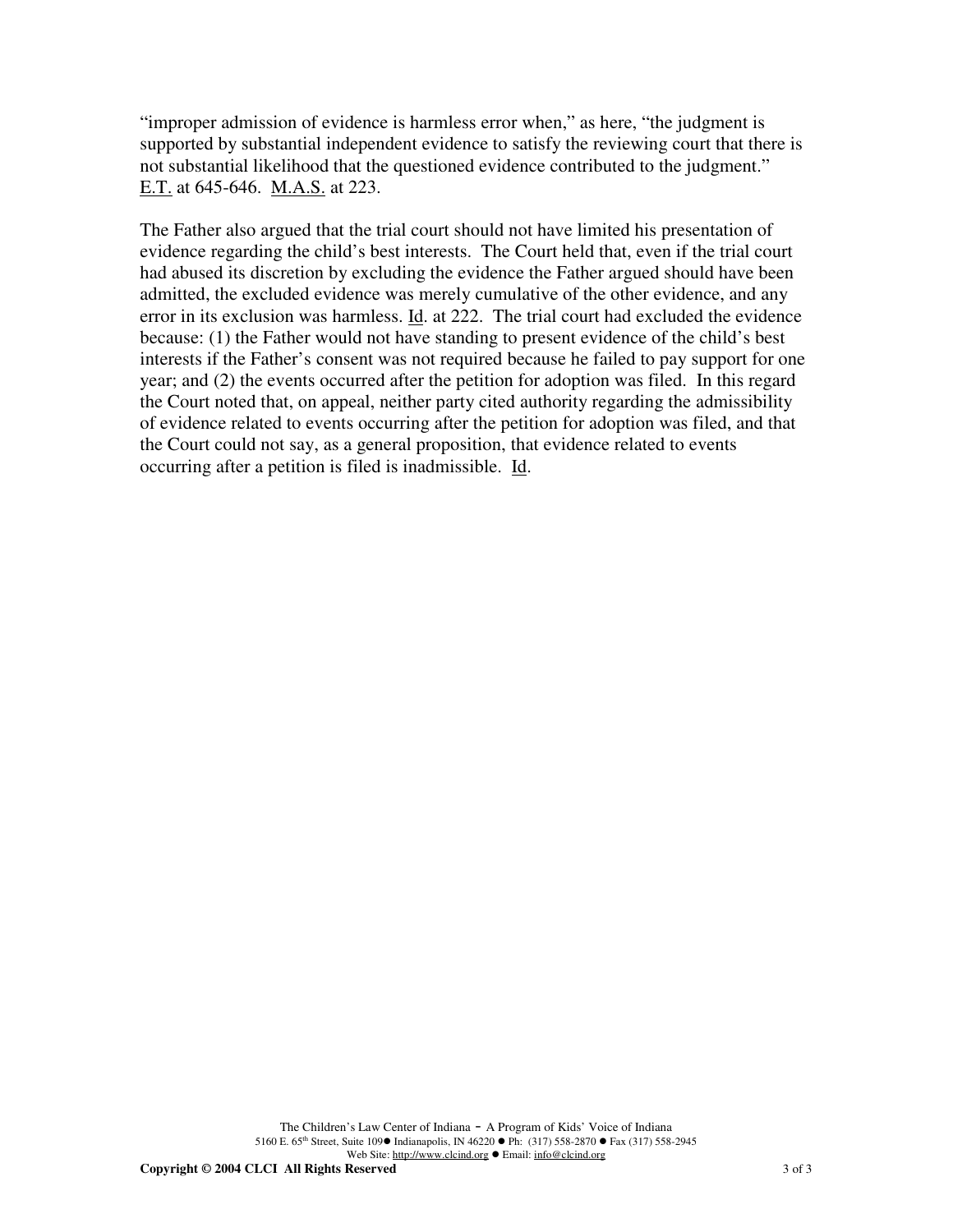"improper admission of evidence is harmless error when," as here, "the judgment is supported by substantial independent evidence to satisfy the reviewing court that there is not substantial likelihood that the questioned evidence contributed to the judgment." E.T. at 645-646. M.A.S. at 223.

The Father also argued that the trial court should not have limited his presentation of evidence regarding the child's best interests. The Court held that, even if the trial court had abused its discretion by excluding the evidence the Father argued should have been admitted, the excluded evidence was merely cumulative of the other evidence, and any error in its exclusion was harmless. Id. at 222. The trial court had excluded the evidence because: (1) the Father would not have standing to present evidence of the child's best interests if the Father's consent was not required because he failed to pay support for one year; and (2) the events occurred after the petition for adoption was filed. In this regard the Court noted that, on appeal, neither party cited authority regarding the admissibility of evidence related to events occurring after the petition for adoption was filed, and that the Court could not say, as a general proposition, that evidence related to events occurring after a petition is filed is inadmissible. Id.